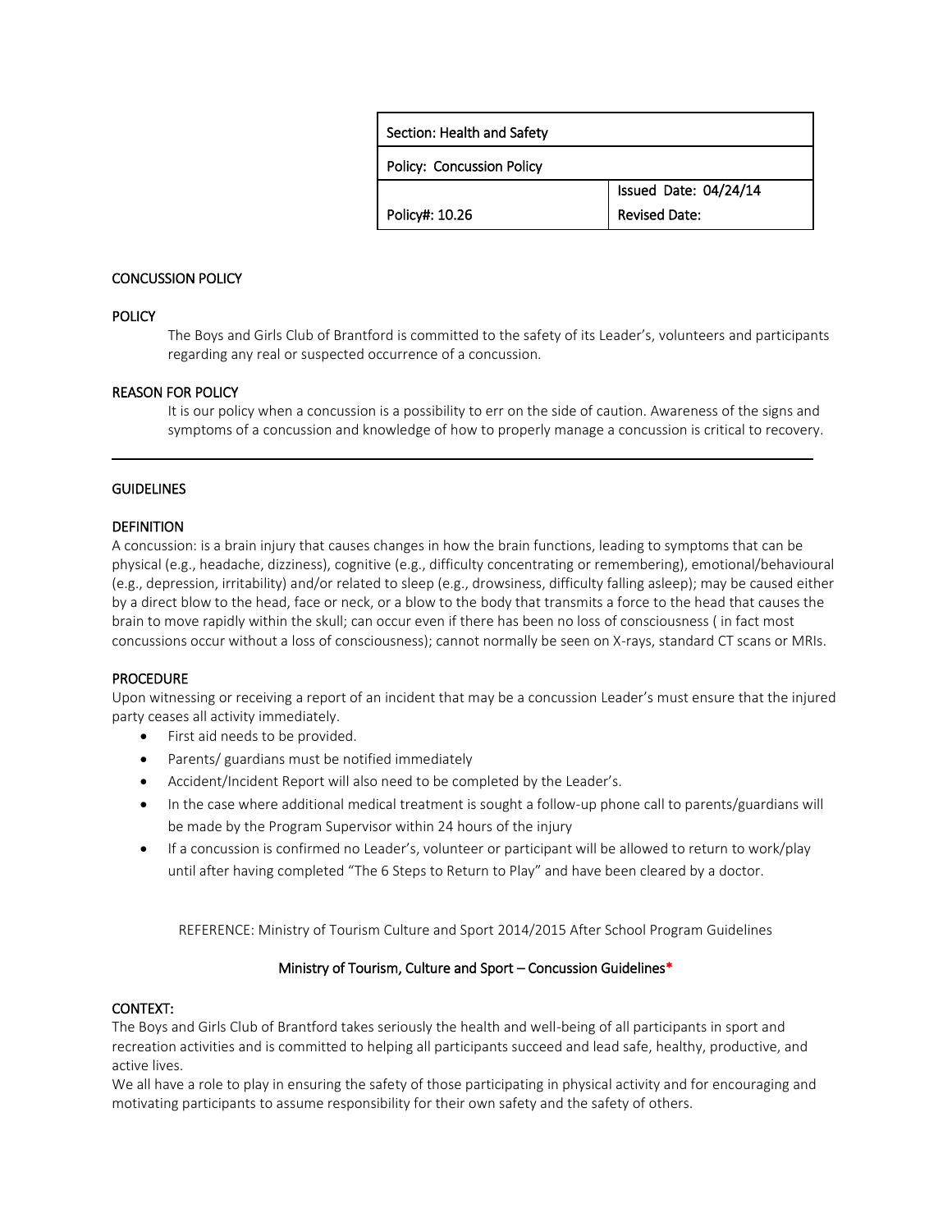| Section: Health and Safety | |
|---|---|
| Policy: Concussion Policy | |
| Policy#: 10.26 | Issued Date: 04/24/14<br>Revised Date: |

## CONCUSSION POLICY

### POLICY

The Boys and Girls Club of Brantford is committed to the safety of its Leader's, volunteers and participants regarding any real or suspected occurrence of a concussion.

### REASON FOR POLICY

It is our policy when a concussion is a possibility to err on the side of caution. Awareness of the signs and symptoms of a concussion and knowledge of how to properly manage a concussion is critical to recovery.

---

## GUIDELINES

### DEFINITION

A concussion: is a brain injury that causes changes in how the brain functions, leading to symptoms that can be physical (e.g., headache, dizziness), cognitive (e.g., difficulty concentrating or remembering), emotional/behavioural (e.g., depression, irritability) and/or related to sleep (e.g., drowsiness, difficulty falling asleep); may be caused either by a direct blow to the head, face or neck, or a blow to the body that transmits a force to the head that causes the brain to move rapidly within the skull; can occur even if there has been no loss of consciousness ( in fact most concussions occur without a loss of consciousness); cannot normally be seen on X-rays, standard CT scans or MRIs.

### PROCEDURE

Upon witnessing or receiving a report of an incident that may be a concussion Leader's must ensure that the injured party ceases all activity immediately.

- First aid needs to be provided.
- Parents/ guardians must be notified immediately
- Accident/Incident Report will also need to be completed by the Leader's.
- In the case where additional medical treatment is sought a follow-up phone call to parents/guardians will be made by the Program Supervisor within 24 hours of the injury
- If a concussion is confirmed no Leader's, volunteer or participant will be allowed to return to work/play until after having completed "The 6 Steps to Return to Play" and have been cleared by a doctor.

REFERENCE: Ministry of Tourism Culture and Sport 2014/2015 After School Program Guidelines

## Ministry of Tourism, Culture and Sport – Concussion Guidelines*

### CONTEXT:

The Boys and Girls Club of Brantford takes seriously the health and well-being of all participants in sport and recreation activities and is committed to helping all participants succeed and lead safe, healthy, productive, and active lives.

We all have a role to play in ensuring the safety of those participating in physical activity and for encouraging and motivating participants to assume responsibility for their own safety and the safety of others.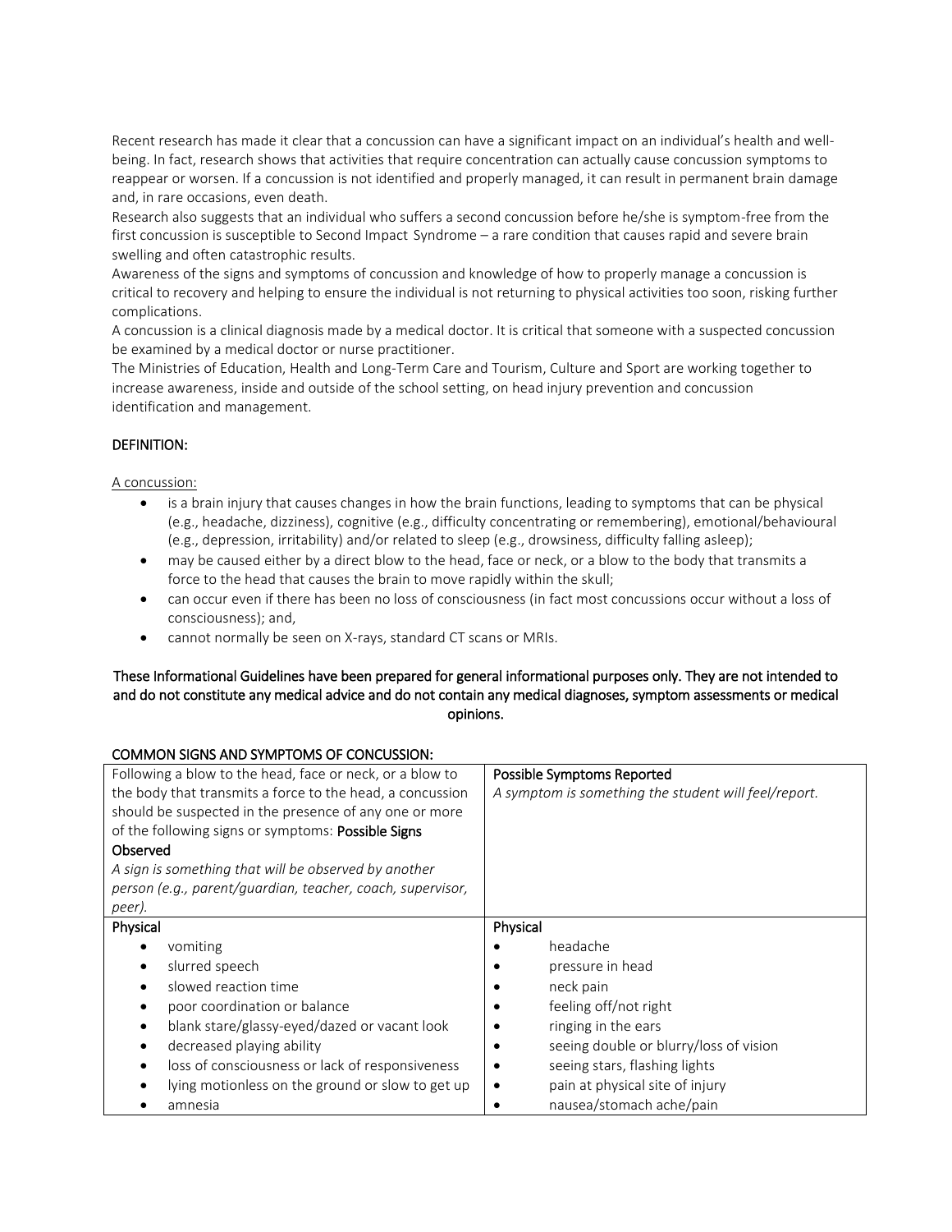Recent research has made it clear that a concussion can have a significant impact on an individual's health and well-being. In fact, research shows that activities that require concentration can actually cause concussion symptoms to reappear or worsen. If a concussion is not identified and properly managed, it can result in permanent brain damage and, in rare occasions, even death.

Research also suggests that an individual who suffers a second concussion before he/she is symptom-free from the first concussion is susceptible to Second Impact Syndrome – a rare condition that causes rapid and severe brain swelling and often catastrophic results.

Awareness of the signs and symptoms of concussion and knowledge of how to properly manage a concussion is critical to recovery and helping to ensure the individual is not returning to physical activities too soon, risking further complications.

A concussion is a clinical diagnosis made by a medical doctor. It is critical that someone with a suspected concussion be examined by a medical doctor or nurse practitioner.

The Ministries of Education, Health and Long-Term Care and Tourism, Culture and Sport are working together to increase awareness, inside and outside of the school setting, on head injury prevention and concussion identification and management.

## DEFINITION:

A concussion:

- is a brain injury that causes changes in how the brain functions, leading to symptoms that can be physical (e.g., headache, dizziness), cognitive (e.g., difficulty concentrating or remembering), emotional/behavioural (e.g., depression, irritability) and/or related to sleep (e.g., drowsiness, difficulty falling asleep);
- may be caused either by a direct blow to the head, face or neck, or a blow to the body that transmits a force to the head that causes the brain to move rapidly within the skull;
- can occur even if there has been no loss of consciousness (in fact most concussions occur without a loss of consciousness); and,
- cannot normally be seen on X-rays, standard CT scans or MRIs.

**These Informational Guidelines have been prepared for general informational purposes only. They are not intended to and do not constitute any medical advice and do not contain any medical diagnoses, symptom assessments or medical opinions.**

## COMMON SIGNS AND SYMPTOMS OF CONCUSSION:

| Following a blow to the head, face or neck, or a blow to the body that transmits a force to the head, a concussion should be suspected in the presence of any one or more of the following signs or symptoms: **Possible Signs Observed** <br> *A sign is something that will be observed by another person (e.g., parent/guardian, teacher, coach, supervisor, peer).* | **Possible Symptoms Reported** <br> *A symptom is something the student will feel/report.* |
|---|---|
| **Physical** <br> • vomiting <br> • slurred speech <br> • slowed reaction time <br> • poor coordination or balance <br> • blank stare/glassy-eyed/dazed or vacant look <br> • decreased playing ability <br> • loss of consciousness or lack of responsiveness <br> • lying motionless on the ground or slow to get up <br> • amnesia | **Physical** <br> • headache <br> • pressure in head <br> • neck pain <br> • feeling off/not right <br> • ringing in the ears <br> • seeing double or blurry/loss of vision <br> • seeing stars, flashing lights <br> • pain at physical site of injury <br> • nausea/stomach ache/pain |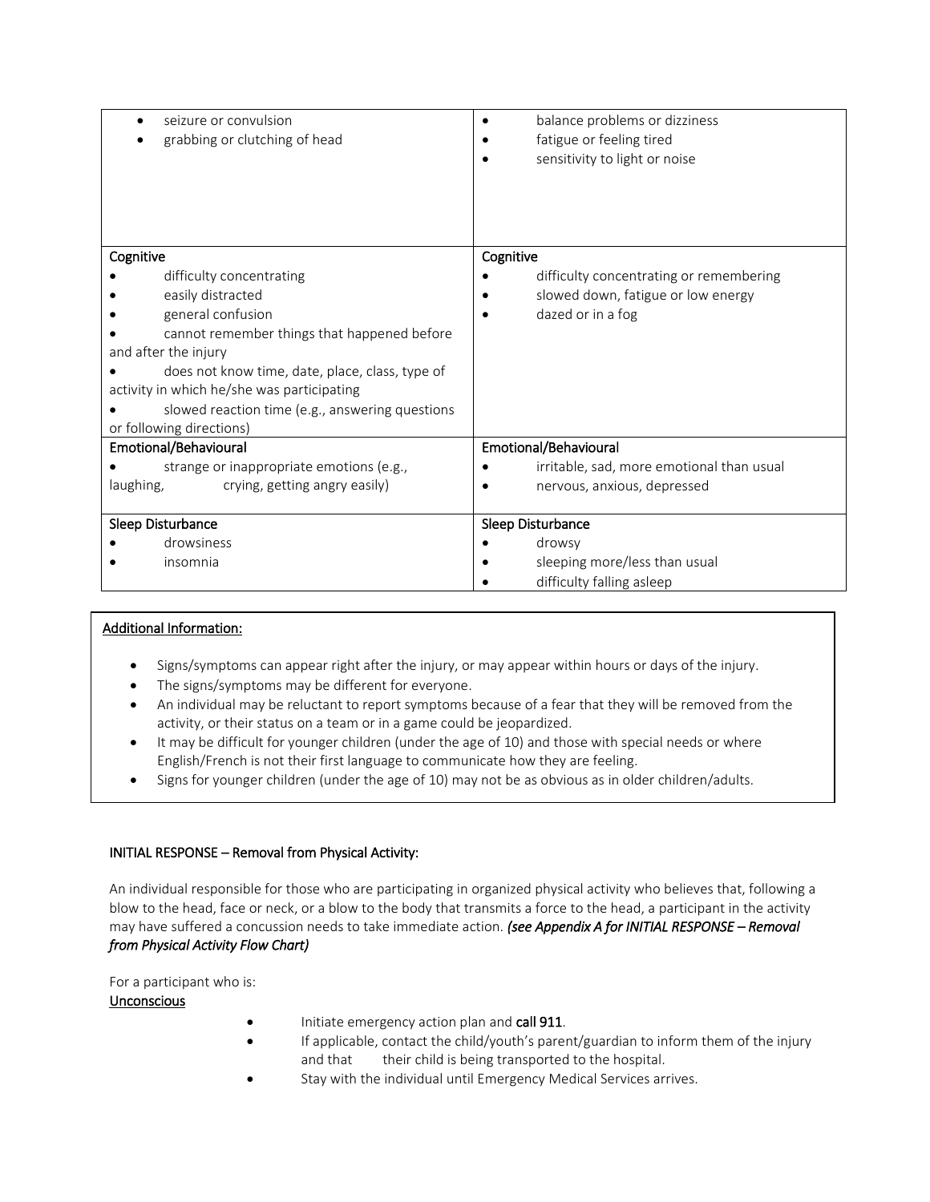| | |
|---|---|
| • seizure or convulsion<br>• grabbing or clutching of head | • balance problems or dizziness<br>• fatigue or feeling tired<br>• sensitivity to light or noise |
| Cognitive<br>• difficulty concentrating<br>• easily distracted<br>• general confusion<br>• cannot remember things that happened before and after the injury<br>• does not know time, date, place, class, type of activity in which he/she was participating<br>• slowed reaction time (e.g., answering questions or following directions) | Cognitive<br>• difficulty concentrating or remembering<br>• slowed down, fatigue or low energy<br>• dazed or in a fog |
| Emotional/Behavioural<br>• strange or inappropriate emotions (e.g., laughing, crying, getting angry easily) | Emotional/Behavioural<br>• irritable, sad, more emotional than usual<br>• nervous, anxious, depressed |
| Sleep Disturbance<br>• drowsiness<br>• insomnia | Sleep Disturbance<br>• drowsy<br>• sleeping more/less than usual<br>• difficulty falling asleep |

<u>Additional Information:</u>

- Signs/symptoms can appear right after the injury, or may appear within hours or days of the injury.
- The signs/symptoms may be different for everyone.
- An individual may be reluctant to report symptoms because of a fear that they will be removed from the activity, or their status on a team or in a game could be jeopardized.
- It may be difficult for younger children (under the age of 10) and those with special needs or where English/French is not their first language to communicate how they are feeling.
- Signs for younger children (under the age of 10) may not be as obvious as in older children/adults.

INITIAL RESPONSE – Removal from Physical Activity:

An individual responsible for those who are participating in organized physical activity who believes that, following a blow to the head, face or neck, or a blow to the body that transmits a force to the head, a participant in the activity may have suffered a concussion needs to take immediate action. ***(see Appendix A for INITIAL RESPONSE – Removal from Physical Activity Flow Chart)***

For a participant who is:

<u>Unconscious</u>

- Initiate emergency action plan and **call 911**.
- If applicable, contact the child/youth's parent/guardian to inform them of the injury and that their child is being transported to the hospital.
- Stay with the individual until Emergency Medical Services arrives.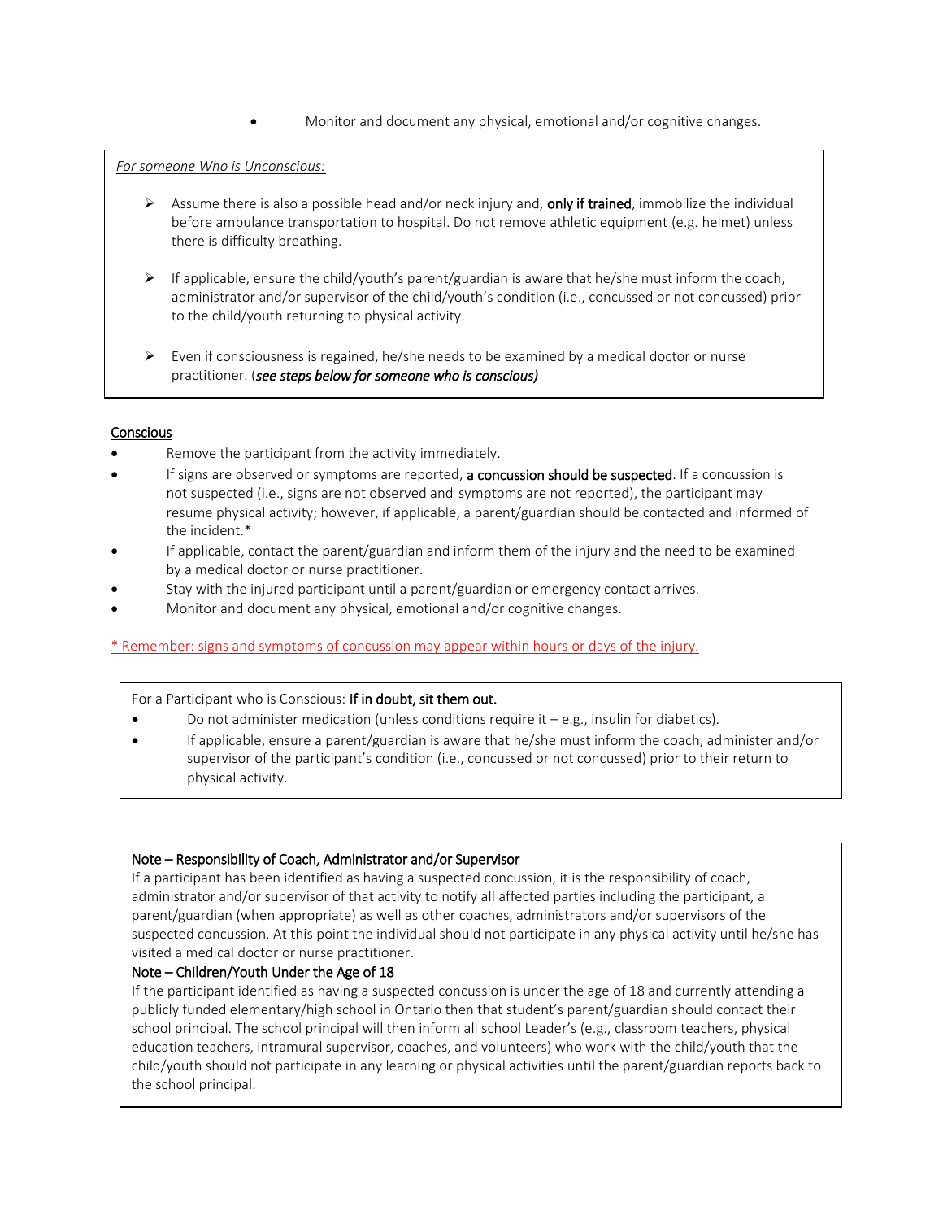- Monitor and document any physical, emotional and/or cognitive changes.

*For someone Who is Unconscious:*

- Assume there is also a possible head and/or neck injury and, **only if trained**, immobilize the individual before ambulance transportation to hospital. Do not remove athletic equipment (e.g. helmet) unless there is difficulty breathing.
- If applicable, ensure the child/youth's parent/guardian is aware that he/she must inform the coach, administrator and/or supervisor of the child/youth's condition (i.e., concussed or not concussed) prior to the child/youth returning to physical activity.
- Even if consciousness is regained, he/she needs to be examined by a medical doctor or nurse practitioner. (***see steps below for someone who is conscious)***

**Conscious**

- Remove the participant from the activity immediately.
- If signs are observed or symptoms are reported, **a concussion should be suspected**. If a concussion is not suspected (i.e., signs are not observed and symptoms are not reported), the participant may resume physical activity; however, if applicable, a parent/guardian should be contacted and informed of the incident.*
- If applicable, contact the parent/guardian and inform them of the injury and the need to be examined by a medical doctor or nurse practitioner.
- Stay with the injured participant until a parent/guardian or emergency contact arrives.
- Monitor and document any physical, emotional and/or cognitive changes.

* Remember: signs and symptoms of concussion may appear within hours or days of the injury.

For a Participant who is Conscious: **If in doubt, sit them out.**

- Do not administer medication (unless conditions require it – e.g., insulin for diabetics).
- If applicable, ensure a parent/guardian is aware that he/she must inform the coach, administer and/or supervisor of the participant's condition (i.e., concussed or not concussed) prior to their return to physical activity.

**Note – Responsibility of Coach, Administrator and/or Supervisor**

If a participant has been identified as having a suspected concussion, it is the responsibility of coach, administrator and/or supervisor of that activity to notify all affected parties including the participant, a parent/guardian (when appropriate) as well as other coaches, administrators and/or supervisors of the suspected concussion. At this point the individual should not participate in any physical activity until he/she has visited a medical doctor or nurse practitioner.

**Note – Children/Youth Under the Age of 18**

If the participant identified as having a suspected concussion is under the age of 18 and currently attending a publicly funded elementary/high school in Ontario then that student's parent/guardian should contact their school principal. The school principal will then inform all school Leader's (e.g., classroom teachers, physical education teachers, intramural supervisor, coaches, and volunteers) who work with the child/youth that the child/youth should not participate in any learning or physical activities until the parent/guardian reports back to the school principal.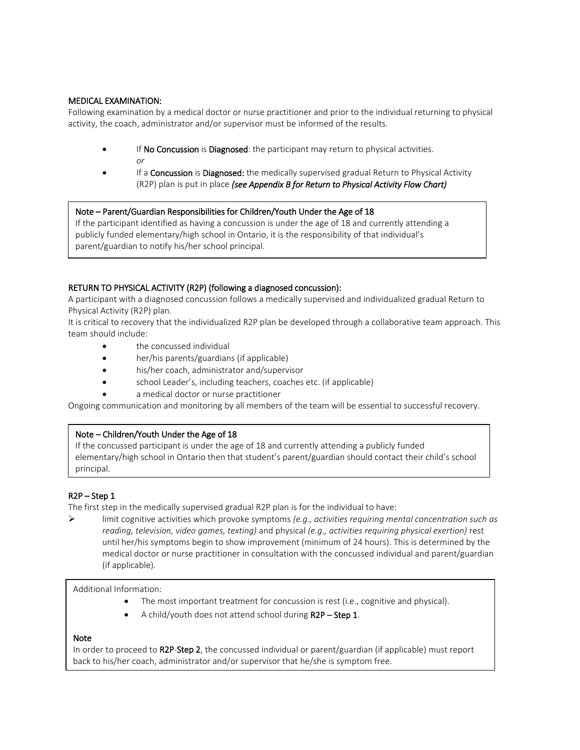### MEDICAL EXAMINATION:

Following examination by a medical doctor or nurse practitioner and prior to the individual returning to physical activity, the coach, administrator and/or supervisor must be informed of the results.

- If **No Concussion** is **Diagnosed**: the participant may return to physical activities.
  *or*
- If a **Concussion** is **Diagnosed:** the medically supervised gradual Return to Physical Activity (R2P) plan is put in place ***(see Appendix B for Return to Physical Activity Flow Chart)***

> **Note – Parent/Guardian Responsibilities for Children/Youth Under the Age of 18**
> If the participant identified as having a concussion is under the age of 18 and currently attending a publicly funded elementary/high school in Ontario, it is the responsibility of that individual's parent/guardian to notify his/her school principal.

### RETURN TO PHYSICAL ACTIVITY (R2P) (following a diagnosed concussion):

A participant with a diagnosed concussion follows a medically supervised and individualized gradual Return to Physical Activity (R2P) plan.

It is critical to recovery that the individualized R2P plan be developed through a collaborative team approach. This team should include:

- the concussed individual
- her/his parents/guardians (if applicable)
- his/her coach, administrator and/supervisor
- school Leader's, including teachers, coaches etc. (if applicable)
- a medical doctor or nurse practitioner

Ongoing communication and monitoring by all members of the team will be essential to successful recovery.

> **Note – Children/Youth Under the Age of 18**
> If the concussed participant is under the age of 18 and currently attending a publicly funded elementary/high school in Ontario then that student's parent/guardian should contact their child's school principal.

### R2P – Step 1

The first step in the medically supervised gradual R2P plan is for the individual to have:

- limit cognitive activities which provoke symptoms *(e.g., activities requiring mental concentration such as reading, television, video games, texting)* and physical *(e.g., activities requiring physical exertion)* rest until her/his symptoms begin to show improvement (minimum of 24 hours). This is determined by the medical doctor or nurse practitioner in consultation with the concussed individual and parent/guardian (if applicable).

> Additional Information:
> - The most important treatment for concussion is rest (i.e., cognitive and physical).
> - A child/youth does not attend school during **R2P – Step 1**.
>
> **Note**
> In order to proceed to **R2P**-**Step 2**, the concussed individual or parent/guardian (if applicable) must report back to his/her coach, administrator and/or supervisor that he/she is symptom free.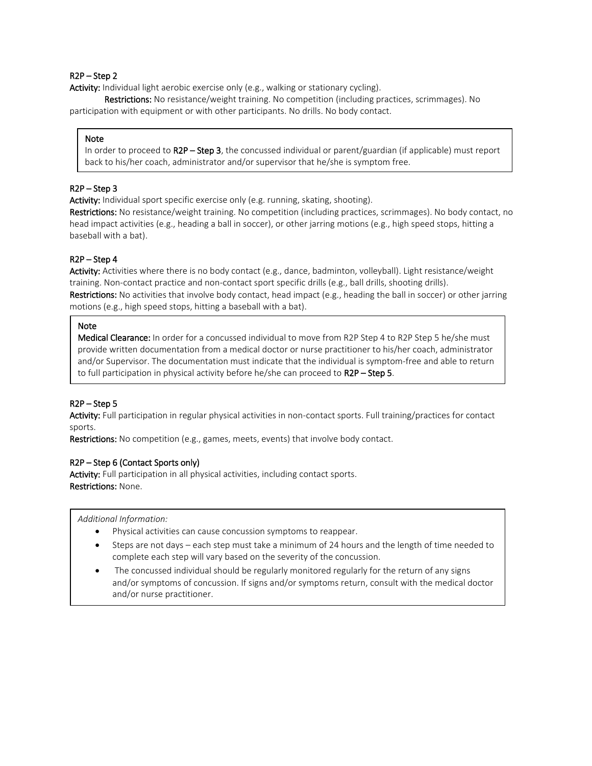### R2P – Step 2

**Activity:** Individual light aerobic exercise only (e.g., walking or stationary cycling).

**Restrictions:** No resistance/weight training. No competition (including practices, scrimmages). No participation with equipment or with other participants. No drills. No body contact.

> **Note**
> In order to proceed to **R2P – Step 3**, the concussed individual or parent/guardian (if applicable) must report back to his/her coach, administrator and/or supervisor that he/she is symptom free.

### R2P – Step 3

**Activity:** Individual sport specific exercise only (e.g. running, skating, shooting).

**Restrictions:** No resistance/weight training. No competition (including practices, scrimmages). No body contact, no head impact activities (e.g., heading a ball in soccer), or other jarring motions (e.g., high speed stops, hitting a baseball with a bat).

### R2P – Step 4

**Activity:** Activities where there is no body contact (e.g., dance, badminton, volleyball). Light resistance/weight training. Non-contact practice and non-contact sport specific drills (e.g., ball drills, shooting drills).

**Restrictions:** No activities that involve body contact, head impact (e.g., heading the ball in soccer) or other jarring motions (e.g., high speed stops, hitting a baseball with a bat).

> **Note**
> **Medical Clearance:** In order for a concussed individual to move from R2P Step 4 to R2P Step 5 he/she must provide written documentation from a medical doctor or nurse practitioner to his/her coach, administrator and/or Supervisor. The documentation must indicate that the individual is symptom-free and able to return to full participation in physical activity before he/she can proceed to **R2P – Step 5**.

### R2P – Step 5

**Activity:** Full participation in regular physical activities in non-contact sports. Full training/practices for contact sports.

**Restrictions:** No competition (e.g., games, meets, events) that involve body contact.

### R2P – Step 6 (Contact Sports only)

**Activity:** Full participation in all physical activities, including contact sports.

**Restrictions:** None.

> *Additional Information:*
> - Physical activities can cause concussion symptoms to reappear.
> - Steps are not days – each step must take a minimum of 24 hours and the length of time needed to complete each step will vary based on the severity of the concussion.
> - The concussed individual should be regularly monitored regularly for the return of any signs and/or symptoms of concussion. If signs and/or symptoms return, consult with the medical doctor and/or nurse practitioner.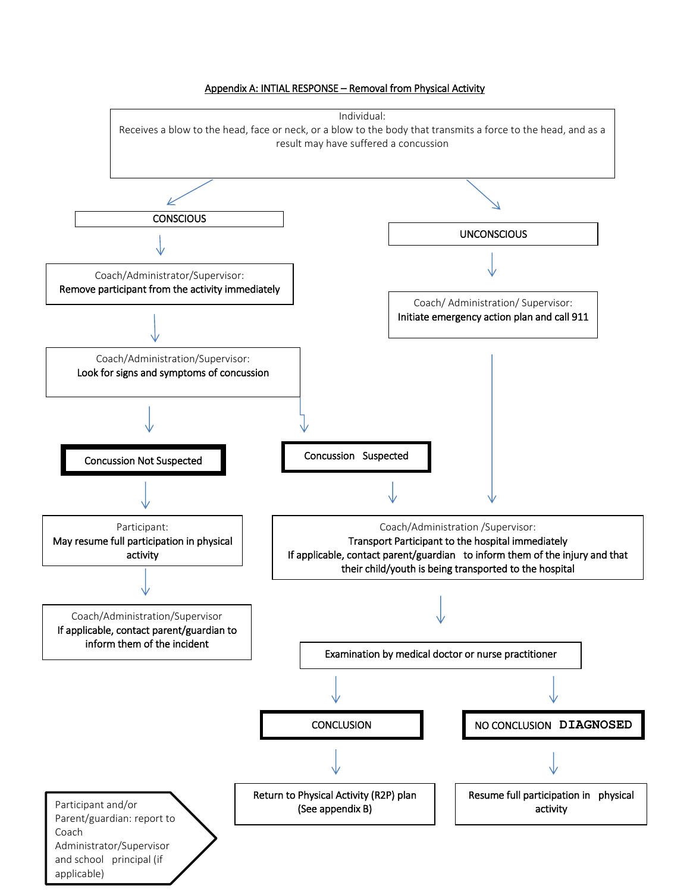## Appendix A: INTIAL RESPONSE – Removal from Physical Activity

**Individual:**
Receives a blow to the head, face or neck, or a blow to the body that transmits a force to the head, and as a result may have suffered a concussion

### CONSCIOUS

1. Coach/Administrator/Supervisor:
   Remove participant from the activity immediately
2. Coach/Administration/Supervisor:
   Look for signs and symptoms of concussion

**Concussion Not Suspected**

- Participant:
  May resume full participation in physical activity
- Coach/Administration/Supervisor
  If applicable, contact parent/guardian to inform them of the incident

**Concussion Suspected**

- Coach/Administration /Supervisor:
  Transport Participant to the hospital immediately
  If applicable, contact parent/guardian to inform them of the injury and that their child/youth is being transported to the hospital

### UNCONSCIOUS

1. Coach/ Administration/ Supervisor:
   Initiate emergency action plan and call 911
2. Coach/Administration /Supervisor:
   Transport Participant to the hospital immediately
   If applicable, contact parent/guardian to inform them of the injury and that their child/youth is being transported to the hospital

### Examination by medical doctor or nurse practitioner

**CONCLUSION**

- Return to Physical Activity (R2P) plan (See appendix B)

**NO CONCLUSION DIAGNOSED**

- Resume full participation in physical activity

Participant and/or Parent/guardian: report to Coach Administrator/Supervisor and school principal (if applicable)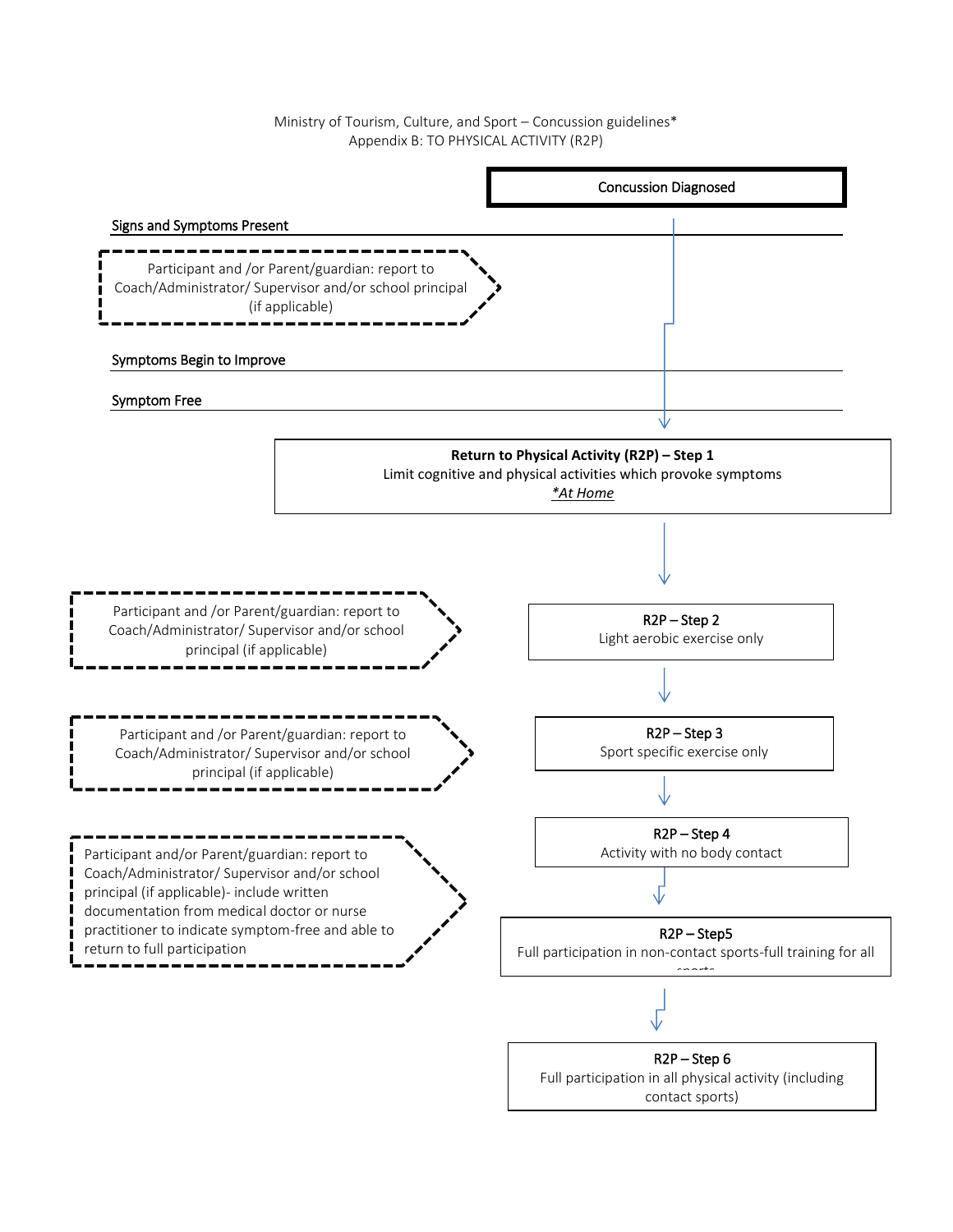Ministry of Tourism, Culture, and Sport – Concussion guidelines*
Appendix B: TO PHYSICAL ACTIVITY (R2P)

**Concussion Diagnosed**

**Signs and Symptoms Present**

Participant and /or Parent/guardian: report to Coach/Administrator/ Supervisor and/or school principal (if applicable)

**Symptoms Begin to Improve**

**Symptom Free**

**Return to Physical Activity (R2P) – Step 1**
Limit cognitive and physical activities which provoke symptoms
*_At Home_*

Participant and /or Parent/guardian: report to Coach/Administrator/ Supervisor and/or school principal (if applicable)

R2P – Step 2
Light aerobic exercise only

Participant and /or Parent/guardian: report to Coach/Administrator/ Supervisor and/or school principal (if applicable)

R2P – Step 3
Sport specific exercise only

R2P – Step 4
Activity with no body contact

Participant and/or Parent/guardian: report to Coach/Administrator/ Supervisor and/or school principal (if applicable)- include written documentation from medical doctor or nurse practitioner to indicate symptom-free and able to return to full participation

R2P – Step5
Full participation in non-contact sports-full training for all sports

R2P – Step 6
Full participation in all physical activity (including contact sports)